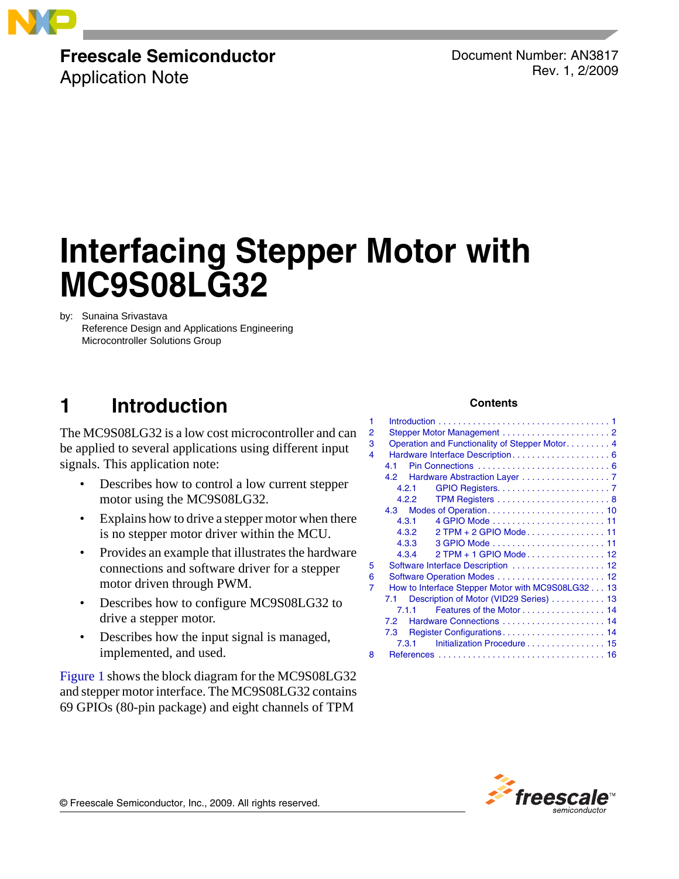**Freescale Semiconductor**
Application Note

Document Number: AN3817
Rev. 1, 2/2009

# Interfacing Stepper Motor with MC9S08LG32

by: Sunaina Srivastava
Reference Design and Applications Engineering
Microcontroller Solutions Group

## 1 Introduction

The MC9S08LG32 is a low cost microcontroller and can be applied to several applications using different input signals. This application note:

- Describes how to control a low current stepper motor using the MC9S08LG32.
- Explains how to drive a stepper motor when there is no stepper motor driver within the MCU.
- Provides an example that illustrates the hardware connections and software driver for a stepper motor driven through PWM.
- Describes how to configure MC9S08LG32 to drive a stepper motor.
- Describes how the input signal is managed, implemented, and used.

Figure 1 shows the block diagram for the MC9S08LG32 and stepper motor interface. The MC9S08LG32 contains 69 GPIOs (80-pin package) and eight channels of TPM

**Contents**

1 Introduction . . . . . . . . . . . . . . . . . . . . . . . . . . . . . . . . . . 1
2 Stepper Motor Management . . . . . . . . . . . . . . . . . . . . . . 2
3 Operation and Functionality of Stepper Motor. . . . . . . . . 4
4 Hardware Interface Description . . . . . . . . . . . . . . . . . . . 6
4.1 Pin Connections . . . . . . . . . . . . . . . . . . . . . . . . . . 6
4.2 Hardware Abstraction Layer . . . . . . . . . . . . . . . . . 7
4.2.1 GPIO Registers. . . . . . . . . . . . . . . . . . . . . . . 7
4.2.2 TPM Registers . . . . . . . . . . . . . . . . . . . . . . . 8
4.3 Modes of Operation. . . . . . . . . . . . . . . . . . . . . . . . 10
4.3.1 4 GPIO Mode . . . . . . . . . . . . . . . . . . . . . . . 11
4.3.2 2 TPM + 2 GPIO Mode. . . . . . . . . . . . . . . . 11
4.3.3 3 GPIO Mode . . . . . . . . . . . . . . . . . . . . . . . 11
4.3.4 2 TPM + 1 GPIO Mode. . . . . . . . . . . . . . . . 12
5 Software Interface Description . . . . . . . . . . . . . . . . . . . 12
6 Software Operation Modes . . . . . . . . . . . . . . . . . . . . . . 12
7 How to Interface Stepper Motor with MC9S08LG32 . . . 13
7.1 Description of Motor (VID29 Series) . . . . . . . . . . . 13
7.1.1 Features of the Motor . . . . . . . . . . . . . . . . . 14
7.2 Hardware Connections . . . . . . . . . . . . . . . . . . . . . 14
7.3 Register Configurations. . . . . . . . . . . . . . . . . . . . . 14
7.3.1 Initialization Procedure . . . . . . . . . . . . . . . . 15
8 References . . . . . . . . . . . . . . . . . . . . . . . . . . . . . . . . . 16

© Freescale Semiconductor, Inc., 2009. All rights reserved.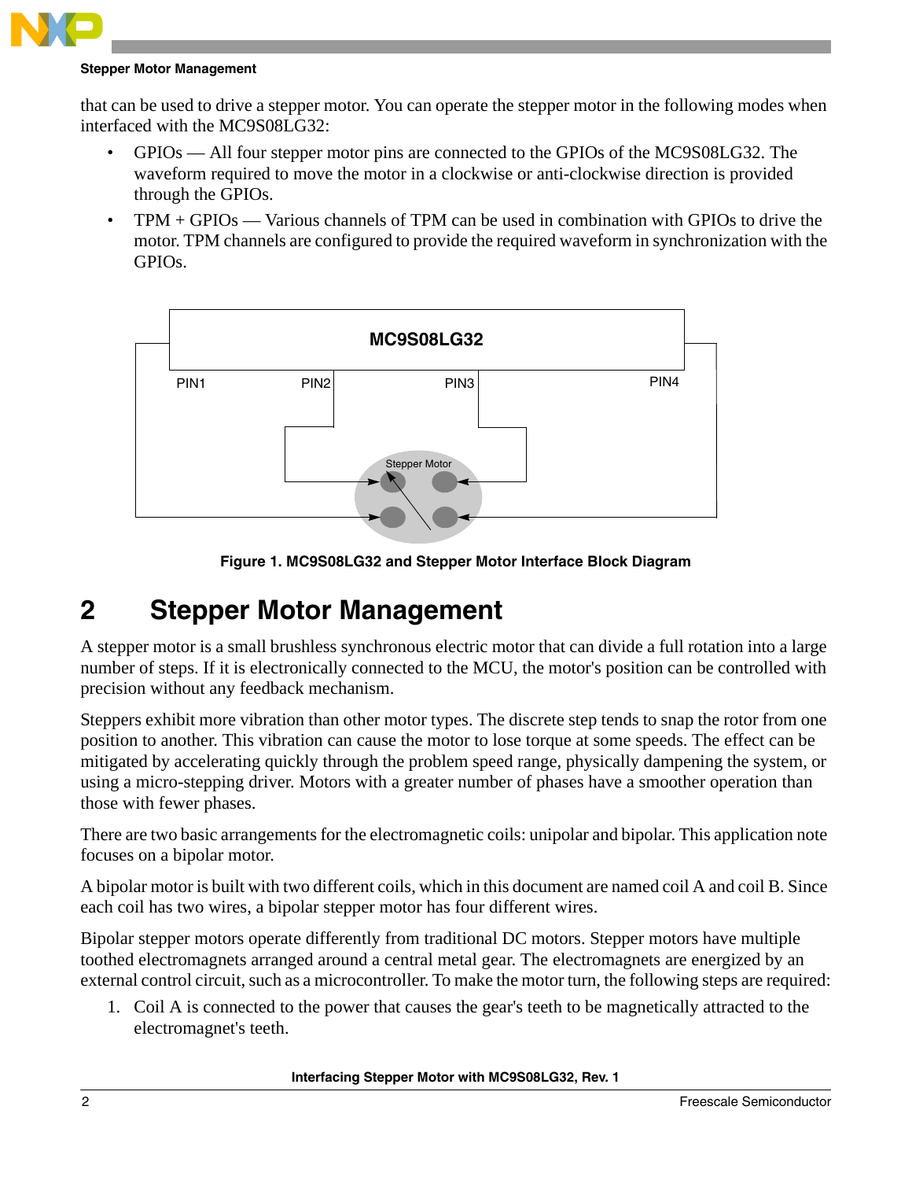that can be used to drive a stepper motor. You can operate the stepper motor in the following modes when interfaced with the MC9S08LG32:

- GPIOs — All four stepper motor pins are connected to the GPIOs of the MC9S08LG32. The waveform required to move the motor in a clockwise or anti-clockwise direction is provided through the GPIOs.
- TPM + GPIOs — Various channels of TPM can be used in combination with GPIOs to drive the motor. TPM channels are configured to provide the required waveform in synchronization with the GPIOs.

**Figure 1. MC9S08LG32 and Stepper Motor Interface Block Diagram**

# 2 Stepper Motor Management

A stepper motor is a small brushless synchronous electric motor that can divide a full rotation into a large number of steps. If it is electronically connected to the MCU, the motor's position can be controlled with precision without any feedback mechanism.

Steppers exhibit more vibration than other motor types. The discrete step tends to snap the rotor from one position to another. This vibration can cause the motor to lose torque at some speeds. The effect can be mitigated by accelerating quickly through the problem speed range, physically dampening the system, or using a micro-stepping driver. Motors with a greater number of phases have a smoother operation than those with fewer phases.

There are two basic arrangements for the electromagnetic coils: unipolar and bipolar. This application note focuses on a bipolar motor.

A bipolar motor is built with two different coils, which in this document are named coil A and coil B. Since each coil has two wires, a bipolar stepper motor has four different wires.

Bipolar stepper motors operate differently from traditional DC motors. Stepper motors have multiple toothed electromagnets arranged around a central metal gear. The electromagnets are energized by an external control circuit, such as a microcontroller. To make the motor turn, the following steps are required:

1. Coil A is connected to the power that causes the gear's teeth to be magnetically attracted to the electromagnet's teeth.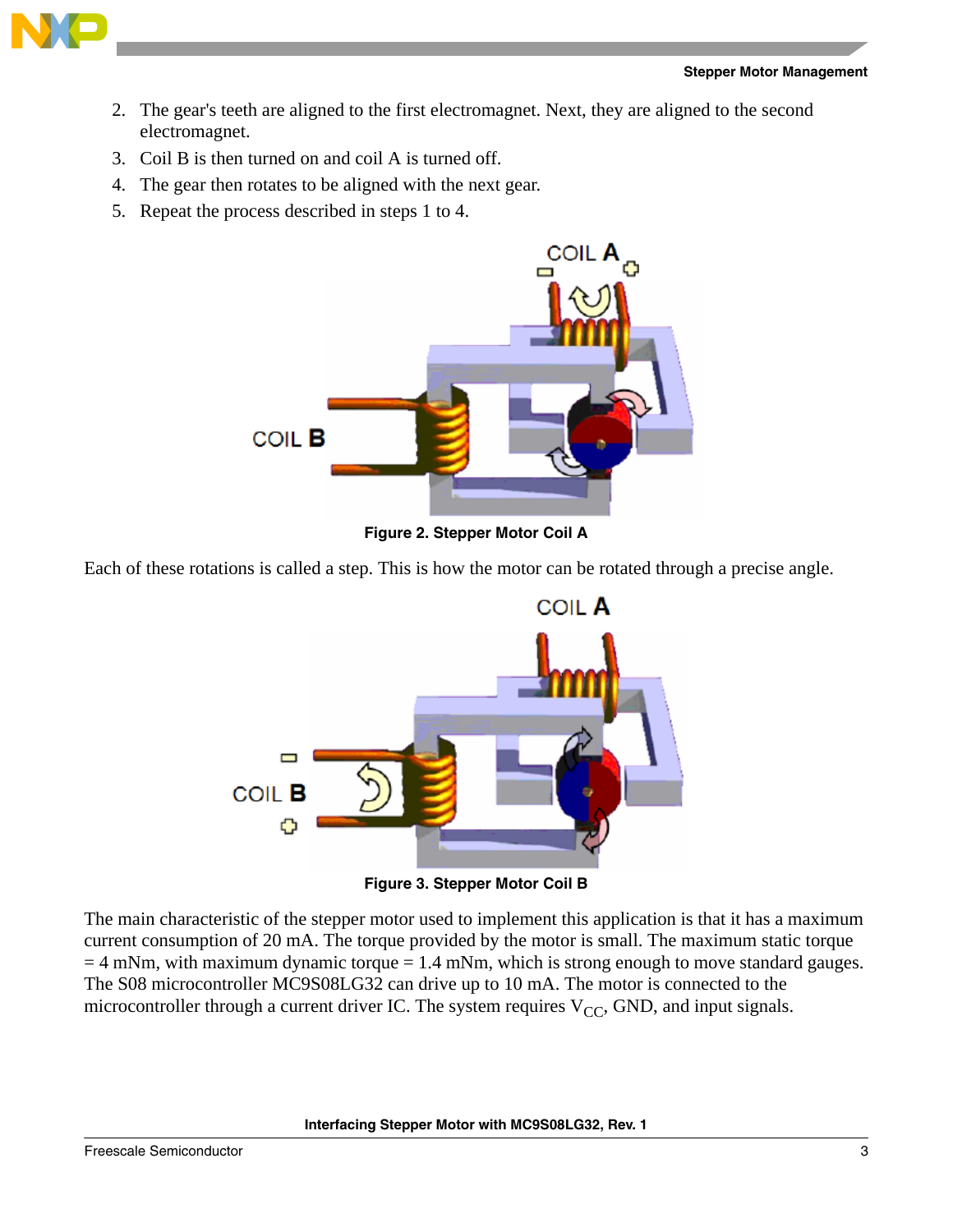2. The gear's teeth are aligned to the first electromagnet. Next, they are aligned to the second electromagnet.
3. Coil B is then turned on and coil A is turned off.
4. The gear then rotates to be aligned with the next gear.
5. Repeat the process described in steps 1 to 4.

**Figure 2. Stepper Motor Coil A**

Each of these rotations is called a step. This is how the motor can be rotated through a precise angle.

**Figure 3. Stepper Motor Coil B**

The main characteristic of the stepper motor used to implement this application is that it has a maximum current consumption of 20 mA. The torque provided by the motor is small. The maximum static torque = 4 mNm, with maximum dynamic torque = 1.4 mNm, which is strong enough to move standard gauges. The S08 microcontroller MC9S08LG32 can drive up to 10 mA. The motor is connected to the microcontroller through a current driver IC. The system requires $V_{CC}$, GND, and input signals.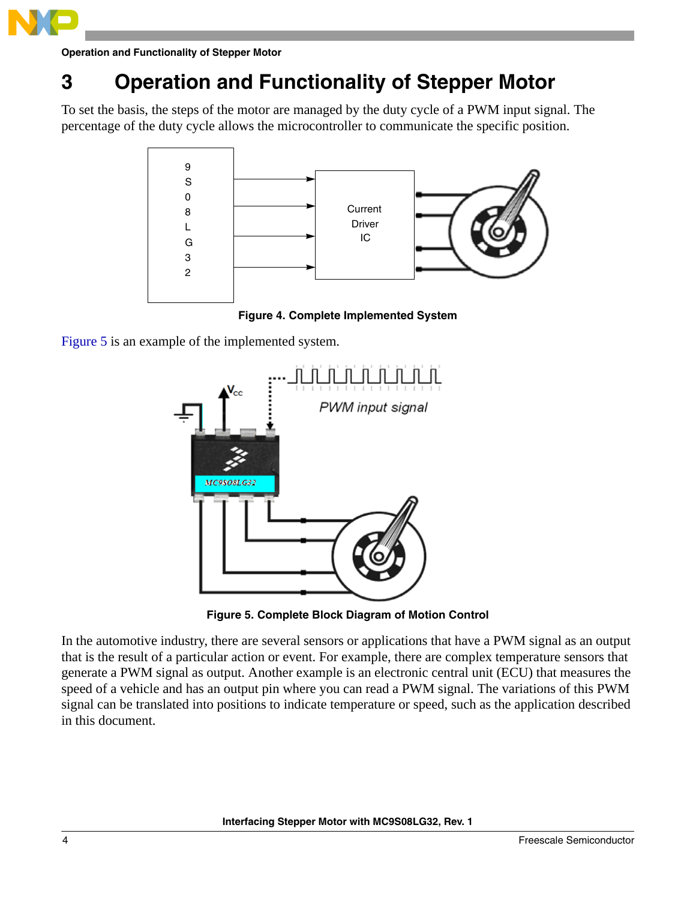# 3 Operation and Functionality of Stepper Motor

To set the basis, the steps of the motor are managed by the duty cycle of a PWM input signal. The percentage of the duty cycle allows the microcontroller to communicate the specific position.

**Figure 4. Complete Implemented System**

Figure 5 is an example of the implemented system.

**Figure 5. Complete Block Diagram of Motion Control**

In the automotive industry, there are several sensors or applications that have a PWM signal as an output that is the result of a particular action or event. For example, there are complex temperature sensors that generate a PWM signal as output. Another example is an electronic central unit (ECU) that measures the speed of a vehicle and has an output pin where you can read a PWM signal. The variations of this PWM signal can be translated into positions to indicate temperature or speed, such as the application described in this document.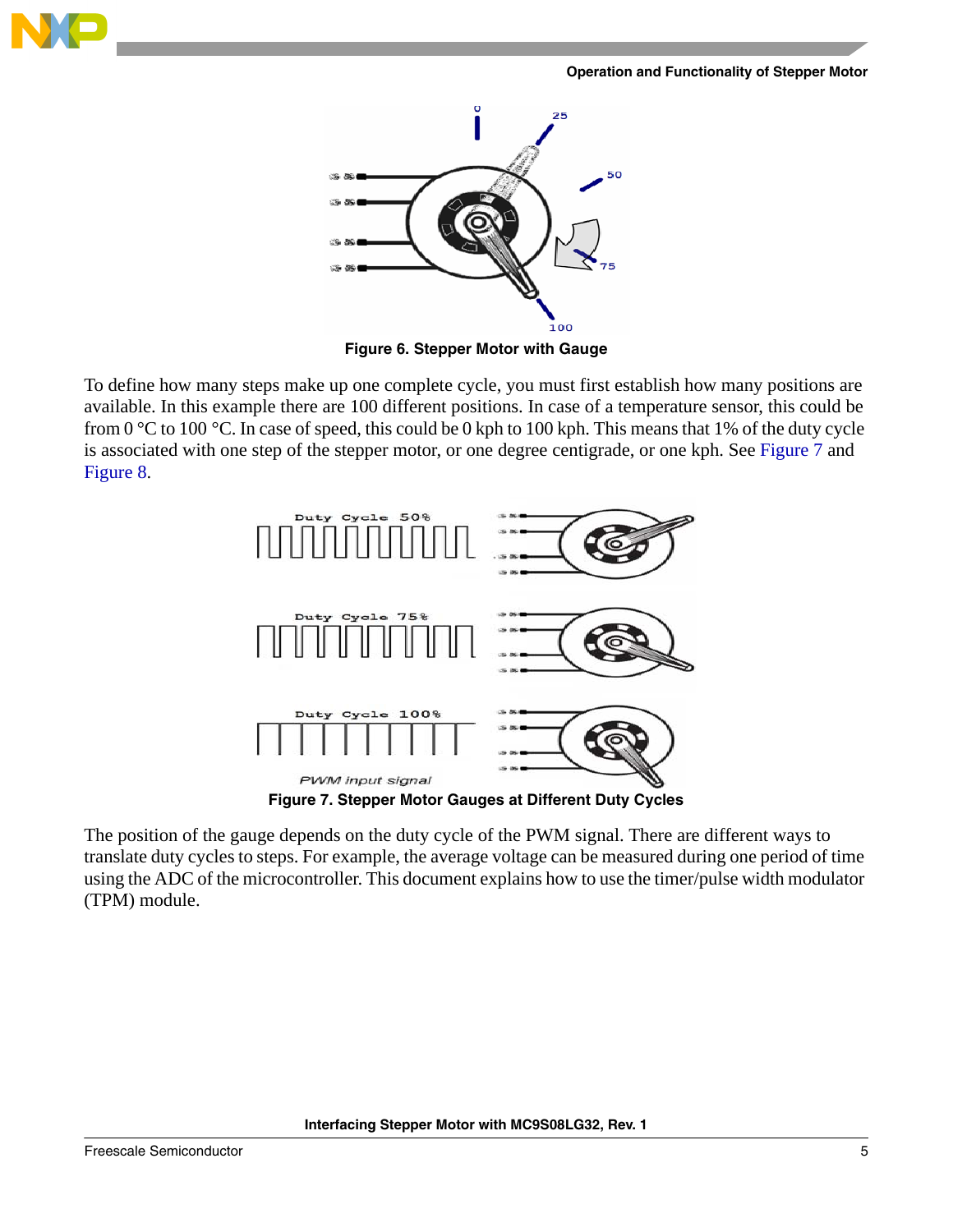Figure 6. Stepper Motor with Gauge

To define how many steps make up one complete cycle, you must first establish how many positions are available. In this example there are 100 different positions. In case of a temperature sensor, this could be from 0 °C to 100 °C. In case of speed, this could be 0 kph to 100 kph. This means that 1% of the duty cycle is associated with one step of the stepper motor, or one degree centigrade, or one kph. See Figure 7 and Figure 8.

Figure 7. Stepper Motor Gauges at Different Duty Cycles

The position of the gauge depends on the duty cycle of the PWM signal. There are different ways to translate duty cycles to steps. For example, the average voltage can be measured during one period of time using the ADC of the microcontroller. This document explains how to use the timer/pulse width modulator (TPM) module.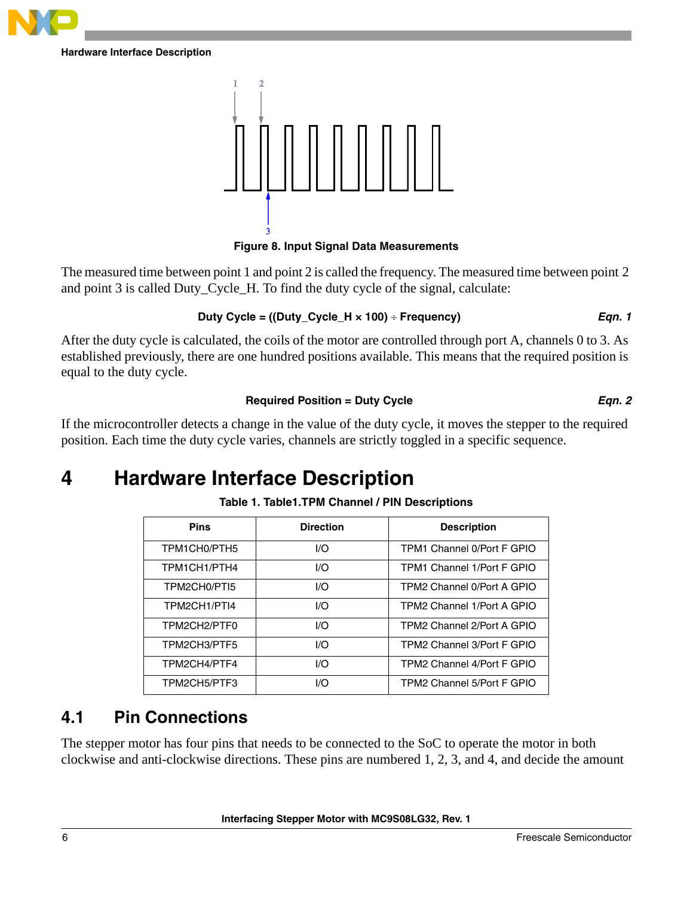Figure 8. Input Signal Data Measurements

The measured time between point 1 and point 2 is called the frequency. The measured time between point 2 and point 3 is called Duty_Cycle_H. To find the duty cycle of the signal, calculate:

$$\text{Duty Cycle} = ((\text{Duty\_Cycle\_H} \times 100) \div \text{Frequency}) \quad \textit{Eqn. 1}$$

After the duty cycle is calculated, the coils of the motor are controlled through port A, channels 0 to 3. As established previously, there are one hundred positions available. This means that the required position is equal to the duty cycle.

$$\text{Required Position} = \text{Duty Cycle} \quad \textit{Eqn. 2}$$

If the microcontroller detects a change in the value of the duty cycle, it moves the stepper to the required position. Each time the duty cycle varies, channels are strictly toggled in a specific sequence.

# 4 Hardware Interface Description

Table 1. Table1.TPM Channel / PIN Descriptions

| Pins | Direction | Description |
|---|---|---|
| TPM1CH0/PTH5 | I/O | TPM1 Channel 0/Port F GPIO |
| TPM1CH1/PTH4 | I/O | TPM1 Channel 1/Port F GPIO |
| TPM2CH0/PTI5 | I/O | TPM2 Channel 0/Port A GPIO |
| TPM2CH1/PTI4 | I/O | TPM2 Channel 1/Port A GPIO |
| TPM2CH2/PTF0 | I/O | TPM2 Channel 2/Port A GPIO |
| TPM2CH3/PTF5 | I/O | TPM2 Channel 3/Port F GPIO |
| TPM2CH4/PTF4 | I/O | TPM2 Channel 4/Port F GPIO |
| TPM2CH5/PTF3 | I/O | TPM2 Channel 5/Port F GPIO |

## 4.1 Pin Connections

The stepper motor has four pins that needs to be connected to the SoC to operate the motor in both clockwise and anti-clockwise directions. These pins are numbered 1, 2, 3, and 4, and decide the amount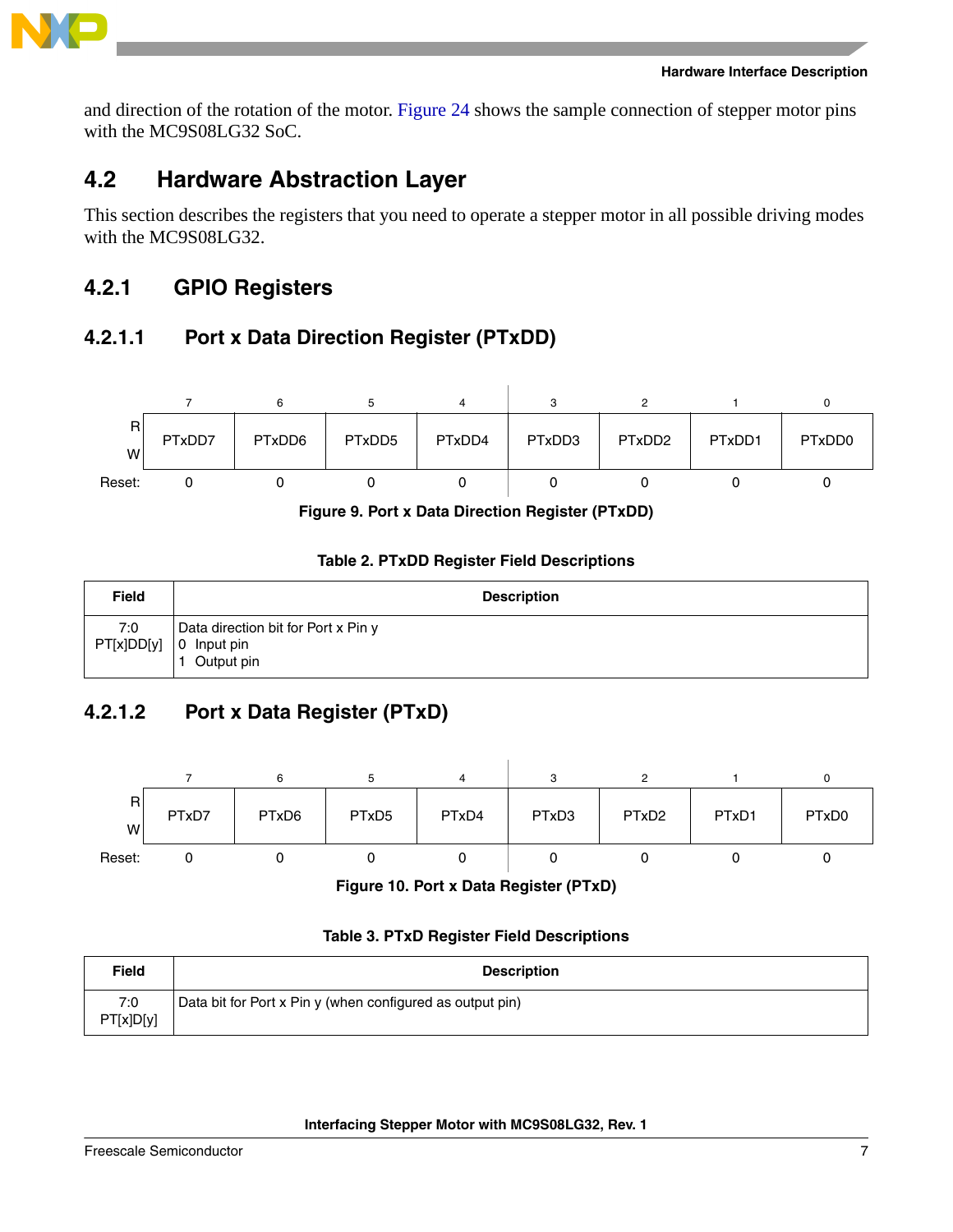and direction of the rotation of the motor. Figure 24 shows the sample connection of stepper motor pins with the MC9S08LG32 SoC.

## 4.2 Hardware Abstraction Layer

This section describes the registers that you need to operate a stepper motor in all possible driving modes with the MC9S08LG32.

### 4.2.1 GPIO Registers

#### 4.2.1.1 Port x Data Direction Register (PTxDD)

| | 7 | 6 | 5 | 4 | 3 | 2 | 1 | 0 |
|---|---|---|---|---|---|---|---|---|
| R<br>W | PTxDD7 | PTxDD6 | PTxDD5 | PTxDD4 | PTxDD3 | PTxDD2 | PTxDD1 | PTxDD0 |
| Reset: | 0 | 0 | 0 | 0 | 0 | 0 | 0 | 0 |

**Figure 9. Port x Data Direction Register (PTxDD)**

**Table 2. PTxDD Register Field Descriptions**

| Field | Description |
|---|---|
| 7:0<br>PT[x]DD[y] | Data direction bit for Port x Pin y<br>0 Input pin<br>1 Output pin |

#### 4.2.1.2 Port x Data Register (PTxD)

| | 7 | 6 | 5 | 4 | 3 | 2 | 1 | 0 |
|---|---|---|---|---|---|---|---|---|
| R<br>W | PTxD7 | PTxD6 | PTxD5 | PTxD4 | PTxD3 | PTxD2 | PTxD1 | PTxD0 |
| Reset: | 0 | 0 | 0 | 0 | 0 | 0 | 0 | 0 |

**Figure 10. Port x Data Register (PTxD)**

**Table 3. PTxD Register Field Descriptions**

| Field | Description |
|---|---|
| 7:0<br>PT[x]D[y] | Data bit for Port x Pin y (when configured as output pin) |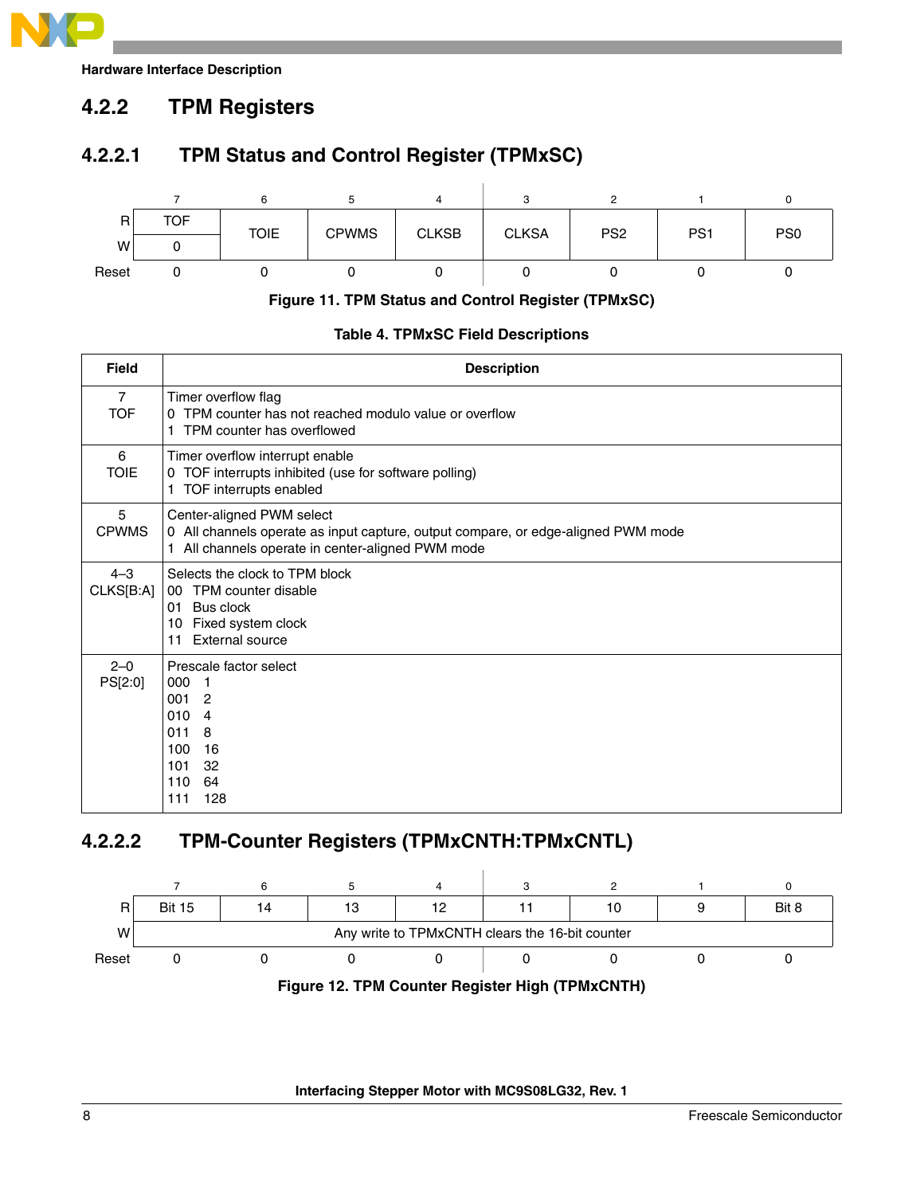### 4.2.2 TPM Registers

#### 4.2.2.1 TPM Status and Control Register (TPMxSC)

| | 7 | 6 | 5 | 4 | 3 | 2 | 1 | 0 |
|---|---|---|---|---|---|---|---|---|
| R | TOF | TOIE | CPWMS | CLKSB | CLKSA | PS2 | PS1 | PS0 |
| W | 0 | | | | | | | |
| Reset | 0 | 0 | 0 | 0 | 0 | 0 | 0 | 0 |

**Figure 11. TPM Status and Control Register (TPMxSC)**

**Table 4. TPMxSC Field Descriptions**

| Field | Description |
|---|---|
| 7<br>TOF | Timer overflow flag<br>0 TPM counter has not reached modulo value or overflow<br>1 TPM counter has overflowed |
| 6<br>TOIE | Timer overflow interrupt enable<br>0 TOF interrupts inhibited (use for software polling)<br>1 TOF interrupts enabled |
| 5<br>CPWMS | Center-aligned PWM select<br>0 All channels operate as input capture, output compare, or edge-aligned PWM mode<br>1 All channels operate in center-aligned PWM mode |
| 4–3<br>CLKS[B:A] | Selects the clock to TPM block<br>00 TPM counter disable<br>01 Bus clock<br>10 Fixed system clock<br>11 External source |
| 2–0<br>PS[2:0] | Prescale factor select<br>000 1<br>001 2<br>010 4<br>011 8<br>100 16<br>101 32<br>110 64<br>111 128 |

#### 4.2.2.2 TPM-Counter Registers (TPMxCNTH:TPMxCNTL)

| | 7 | 6 | 5 | 4 | 3 | 2 | 1 | 0 |
|---|---|---|---|---|---|---|---|---|
| R | Bit 15 | 14 | 13 | 12 | 11 | 10 | 9 | Bit 8 |
| W | Any write to TPMxCNTH clears the 16-bit counter | | | | | | | |
| Reset | 0 | 0 | 0 | 0 | 0 | 0 | 0 | 0 |

**Figure 12. TPM Counter Register High (TPMxCNTH)**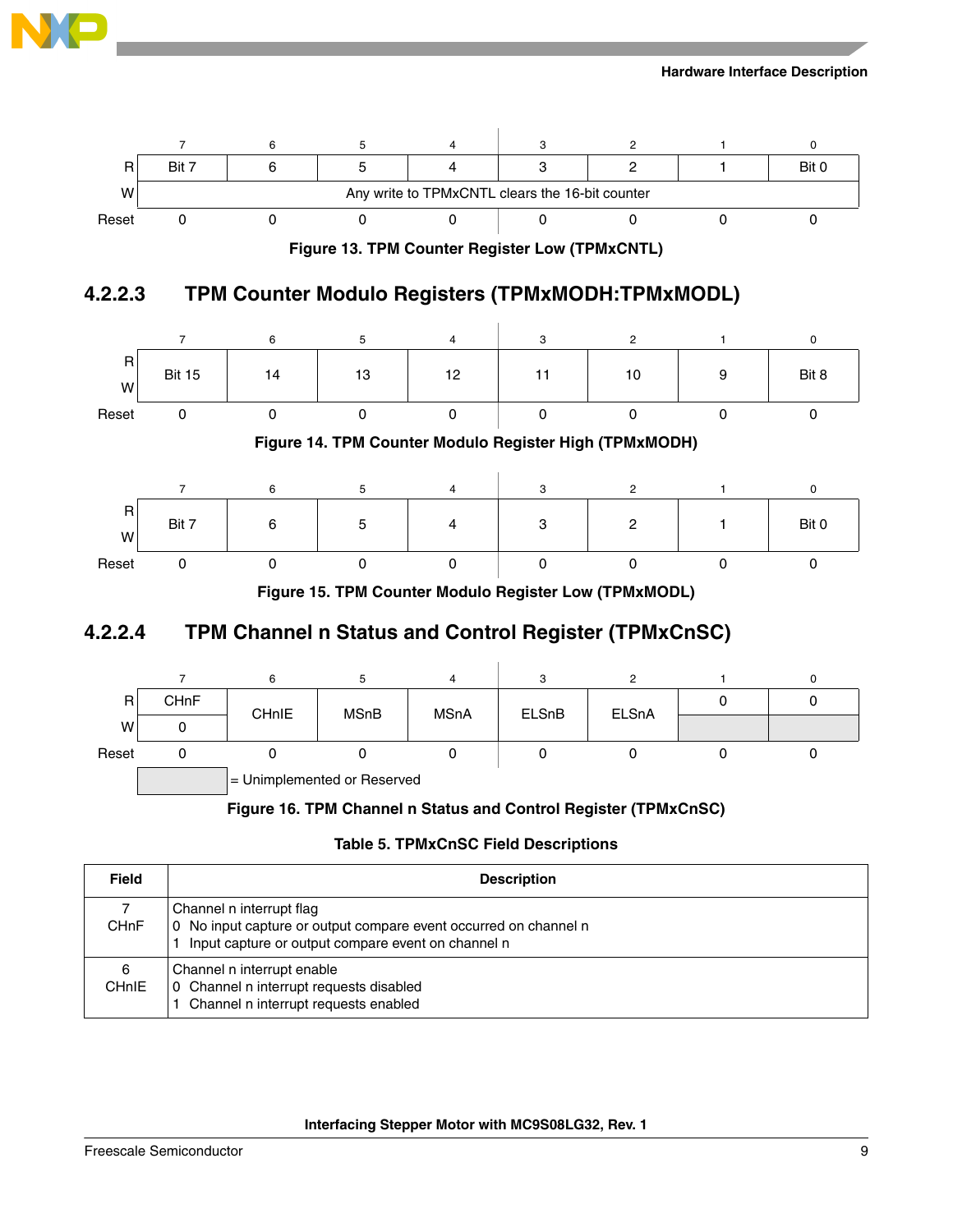| | 7 | 6 | 5 | 4 | 3 | 2 | 1 | 0 |
|---|---|---|---|---|---|---|---|---|
| R | Bit 7 | 6 | 5 | 4 | 3 | 2 | 1 | Bit 0 |
| W | Any write to TPMxCNTL clears the 16-bit counter | | | | | | | |
| Reset | 0 | 0 | 0 | 0 | 0 | 0 | 0 | 0 |

**Figure 13. TPM Counter Register Low (TPMxCNTL)**

#### 4.2.2.3 TPM Counter Modulo Registers (TPMxMODH:TPMxMODL)

| | 7 | 6 | 5 | 4 | 3 | 2 | 1 | 0 |
|---|---|---|---|---|---|---|---|---|
| R/W | Bit 15 | 14 | 13 | 12 | 11 | 10 | 9 | Bit 8 |
| Reset | 0 | 0 | 0 | 0 | 0 | 0 | 0 | 0 |

**Figure 14. TPM Counter Modulo Register High (TPMxMODH)**

| | 7 | 6 | 5 | 4 | 3 | 2 | 1 | 0 |
|---|---|---|---|---|---|---|---|---|
| R/W | Bit 7 | 6 | 5 | 4 | 3 | 2 | 1 | Bit 0 |
| Reset | 0 | 0 | 0 | 0 | 0 | 0 | 0 | 0 |

**Figure 15. TPM Counter Modulo Register Low (TPMxMODL)**

#### 4.2.2.4 TPM Channel n Status and Control Register (TPMxCnSC)

| | 7 | 6 | 5 | 4 | 3 | 2 | 1 | 0 |
|---|---|---|---|---|---|---|---|---|
| R | CHnF | CHnIE | MSnB | MSnA | ELSnB | ELSnA | 0 | 0 |
| W | 0 | | | | | | | |
| Reset | 0 | 0 | 0 | 0 | 0 | 0 | 0 | 0 |

= Unimplemented or Reserved

**Figure 16. TPM Channel n Status and Control Register (TPMxCnSC)**

**Table 5. TPMxCnSC Field Descriptions**

| Field | Description |
|---|---|
| 7<br>CHnF | Channel n interrupt flag<br>0 No input capture or output compare event occurred on channel n<br>1 Input capture or output compare event on channel n |
| 6<br>CHnIE | Channel n interrupt enable<br>0 Channel n interrupt requests disabled<br>1 Channel n interrupt requests enabled |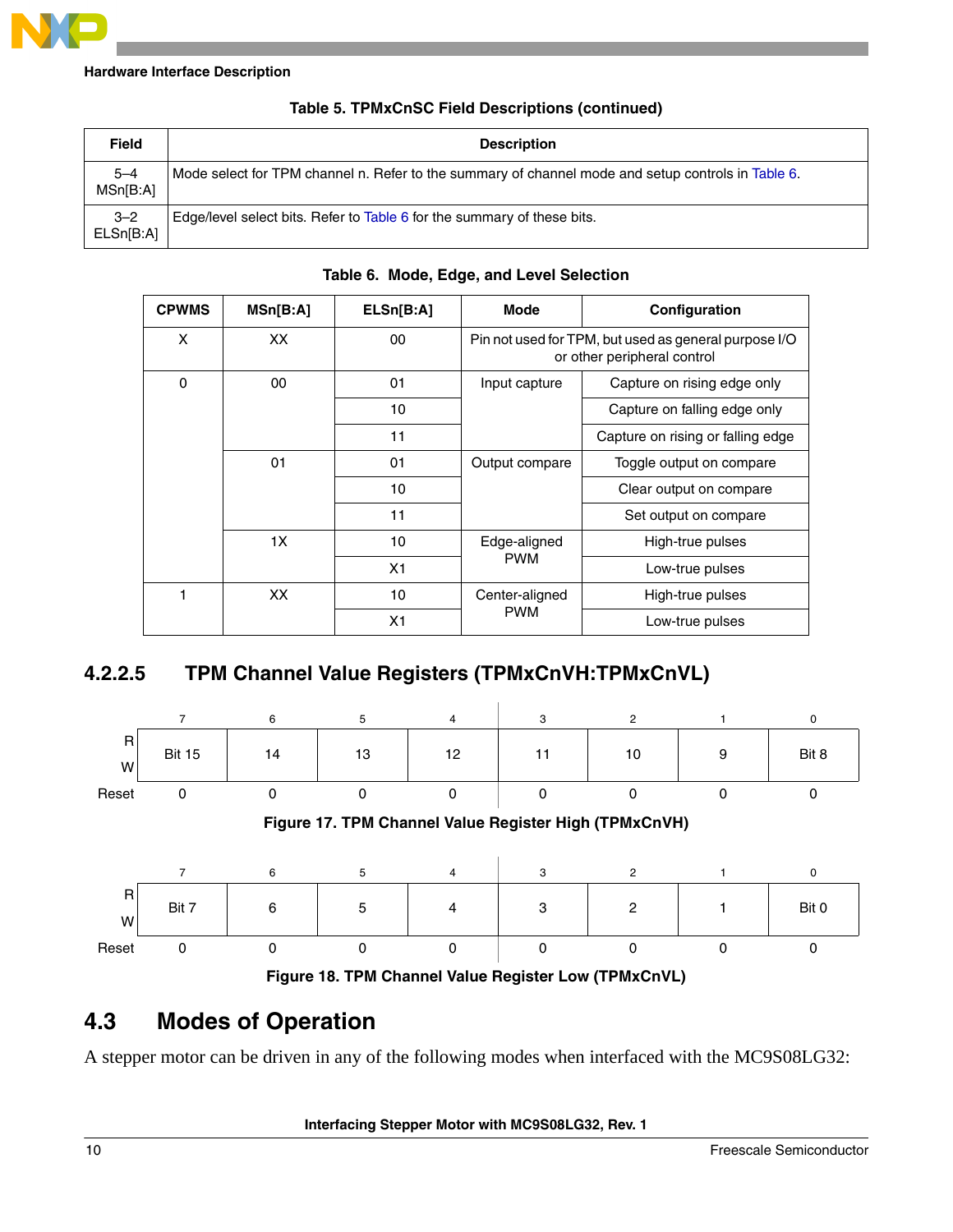**Table 5. TPMxCnSC Field Descriptions (continued)**

| Field | Description |
|---|---|
| 5–4 MSn[B:A] | Mode select for TPM channel n. Refer to the summary of channel mode and setup controls in Table 6. |
| 3–2 ELSn[B:A] | Edge/level select bits. Refer to Table 6 for the summary of these bits. |

**Table 6. Mode, Edge, and Level Selection**

| CPWMS | MSn[B:A] | ELSn[B:A] | Mode | Configuration |
|---|---|---|---|---|
| X | XX | 00 | Pin not used for TPM, but used as general purpose I/O or other peripheral control | |
| 0 | 00 | 01 | Input capture | Capture on rising edge only |
| | | 10 | | Capture on falling edge only |
| | | 11 | | Capture on rising or falling edge |
| | 01 | 01 | Output compare | Toggle output on compare |
| | | 10 | | Clear output on compare |
| | | 11 | | Set output on compare |
| | 1X | 10 | Edge-aligned PWM | High-true pulses |
| | | X1 | | Low-true pulses |
| 1 | XX | 10 | Center-aligned PWM | High-true pulses |
| | | X1 | | Low-true pulses |

### 4.2.2.5 TPM Channel Value Registers (TPMxCnVH:TPMxCnVL)

| | 7 | 6 | 5 | 4 | 3 | 2 | 1 | 0 |
|---|---|---|---|---|---|---|---|---|
| R/W | Bit 15 | 14 | 13 | 12 | 11 | 10 | 9 | Bit 8 |
| Reset | 0 | 0 | 0 | 0 | 0 | 0 | 0 | 0 |

**Figure 17. TPM Channel Value Register High (TPMxCnVH)**

| | 7 | 6 | 5 | 4 | 3 | 2 | 1 | 0 |
|---|---|---|---|---|---|---|---|---|
| R/W | Bit 7 | 6 | 5 | 4 | 3 | 2 | 1 | Bit 0 |
| Reset | 0 | 0 | 0 | 0 | 0 | 0 | 0 | 0 |

**Figure 18. TPM Channel Value Register Low (TPMxCnVL)**

## 4.3 Modes of Operation

A stepper motor can be driven in any of the following modes when interfaced with the MC9S08LG32: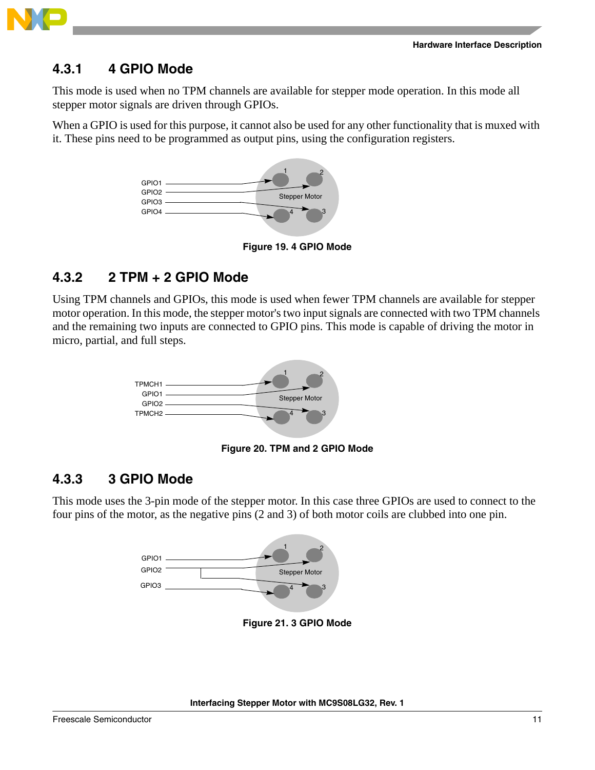### 4.3.1 4 GPIO Mode

This mode is used when no TPM channels are available for stepper mode operation. In this mode all stepper motor signals are driven through GPIOs.

When a GPIO is used for this purpose, it cannot also be used for any other functionality that is muxed with it. These pins need to be programmed as output pins, using the configuration registers.

**Figure 19. 4 GPIO Mode**

### 4.3.2 2 TPM + 2 GPIO Mode

Using TPM channels and GPIOs, this mode is used when fewer TPM channels are available for stepper motor operation. In this mode, the stepper motor's two input signals are connected with two TPM channels and the remaining two inputs are connected to GPIO pins. This mode is capable of driving the motor in micro, partial, and full steps.

**Figure 20. TPM and 2 GPIO Mode**

### 4.3.3 3 GPIO Mode

This mode uses the 3-pin mode of the stepper motor. In this case three GPIOs are used to connect to the four pins of the motor, as the negative pins (2 and 3) of both motor coils are clubbed into one pin.

**Figure 21. 3 GPIO Mode**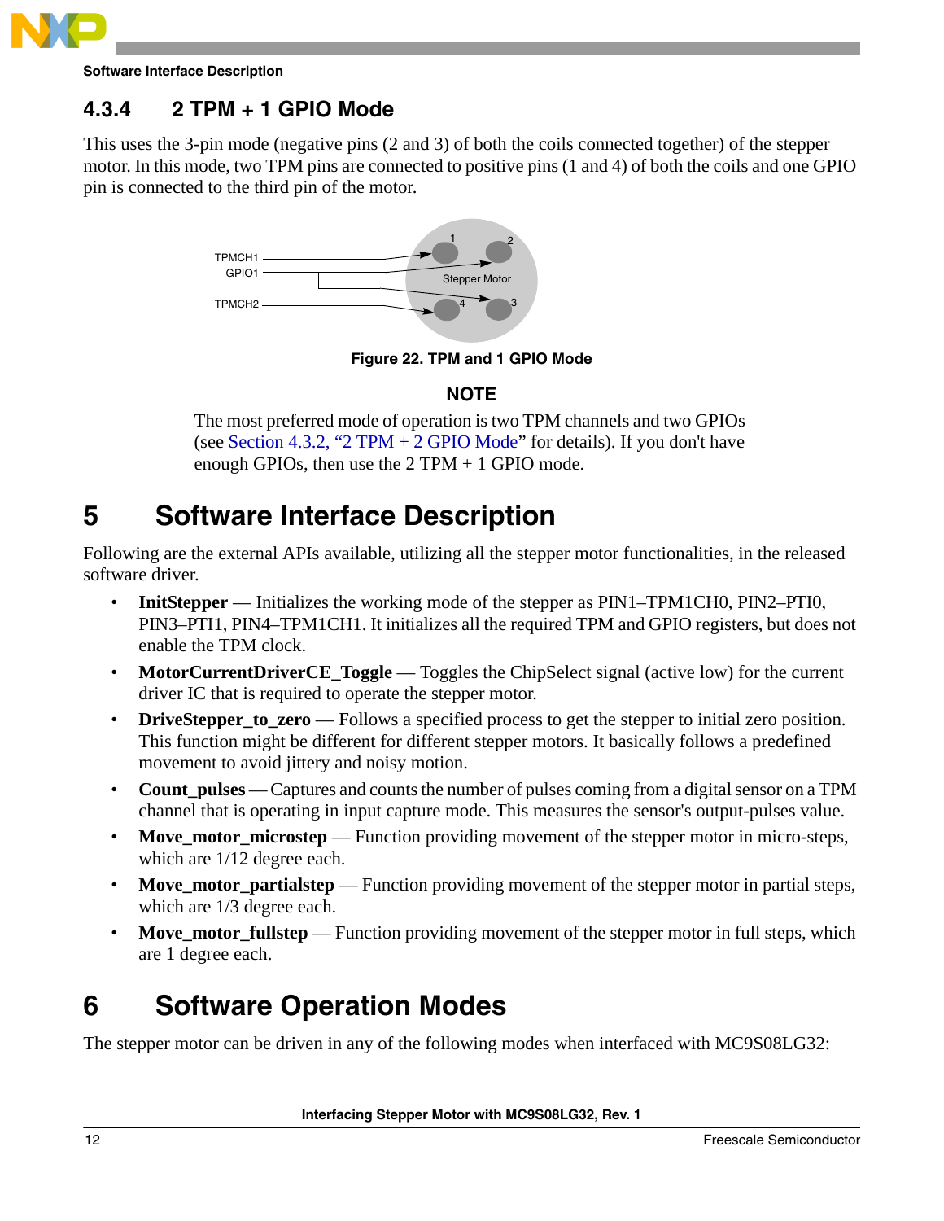### 4.3.4 2 TPM + 1 GPIO Mode

This uses the 3-pin mode (negative pins (2 and 3) of both the coils connected together) of the stepper motor. In this mode, two TPM pins are connected to positive pins (1 and 4) of both the coils and one GPIO pin is connected to the third pin of the motor.

Figure 22. TPM and 1 GPIO Mode

**NOTE**

The most preferred mode of operation is two TPM channels and two GPIOs (see Section 4.3.2, "2 TPM + 2 GPIO Mode" for details). If you don't have enough GPIOs, then use the 2 TPM + 1 GPIO mode.

# 5 Software Interface Description

Following are the external APIs available, utilizing all the stepper motor functionalities, in the released software driver.

- **InitStepper** — Initializes the working mode of the stepper as PIN1–TPM1CH0, PIN2–PTI0, PIN3–PTI1, PIN4–TPM1CH1. It initializes all the required TPM and GPIO registers, but does not enable the TPM clock.
- **MotorCurrentDriverCE_Toggle** — Toggles the ChipSelect signal (active low) for the current driver IC that is required to operate the stepper motor.
- **DriveStepper_to_zero** — Follows a specified process to get the stepper to initial zero position. This function might be different for different stepper motors. It basically follows a predefined movement to avoid jittery and noisy motion.
- **Count_pulses** — Captures and counts the number of pulses coming from a digital sensor on a TPM channel that is operating in input capture mode. This measures the sensor's output-pulses value.
- **Move_motor_microstep** — Function providing movement of the stepper motor in micro-steps, which are 1/12 degree each.
- **Move_motor_partialstep** — Function providing movement of the stepper motor in partial steps, which are 1/3 degree each.
- **Move_motor_fullstep** — Function providing movement of the stepper motor in full steps, which are 1 degree each.

# 6 Software Operation Modes

The stepper motor can be driven in any of the following modes when interfaced with MC9S08LG32: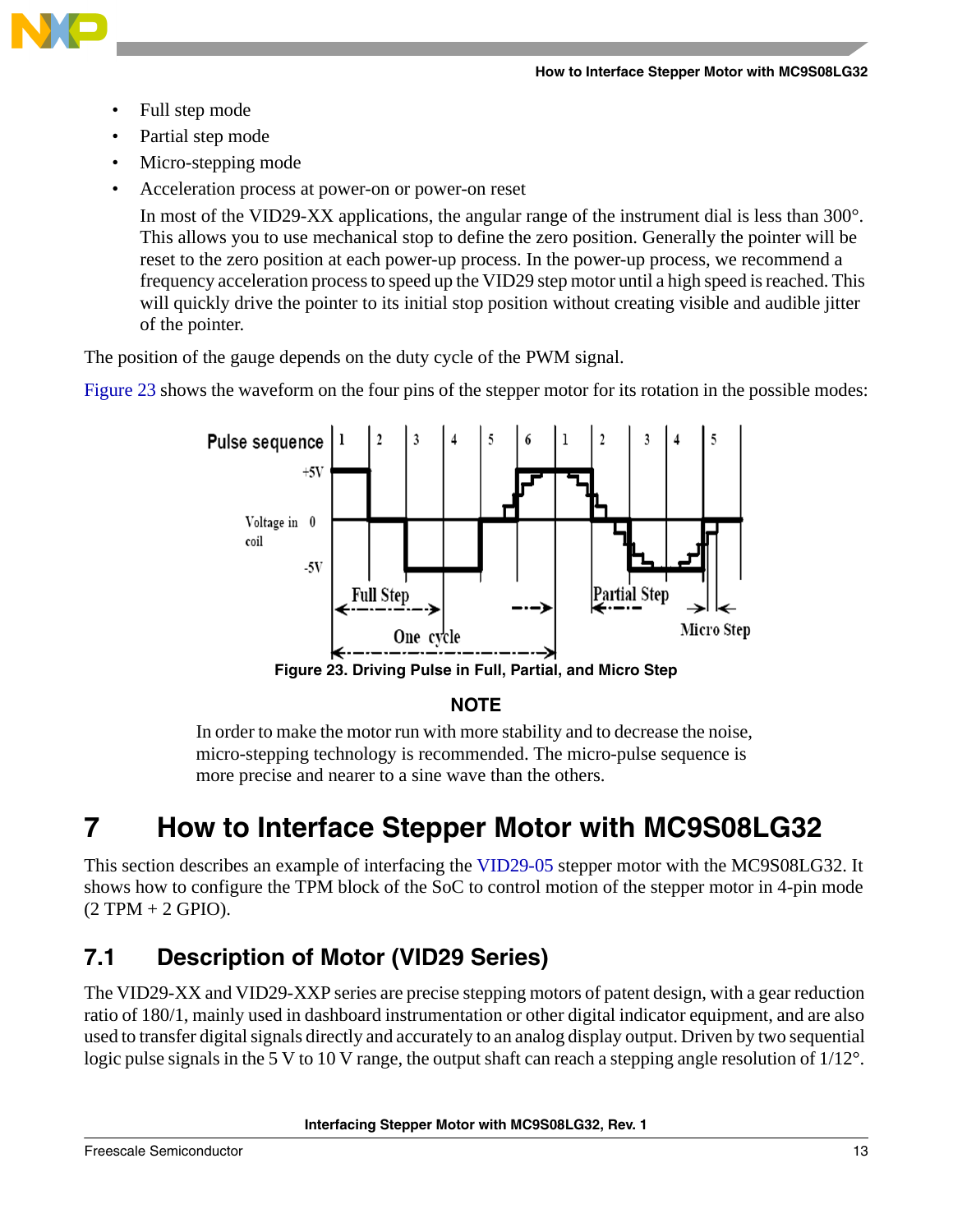- Full step mode
- Partial step mode
- Micro-stepping mode
- Acceleration process at power-on or power-on reset

  In most of the VID29-XX applications, the angular range of the instrument dial is less than 300°. This allows you to use mechanical stop to define the zero position. Generally the pointer will be reset to the zero position at each power-up process. In the power-up process, we recommend a frequency acceleration process to speed up the VID29 step motor until a high speed is reached. This will quickly drive the pointer to its initial stop position without creating visible and audible jitter of the pointer.

The position of the gauge depends on the duty cycle of the PWM signal.

Figure 23 shows the waveform on the four pins of the stepper motor for its rotation in the possible modes:

Figure 23. Driving Pulse in Full, Partial, and Micro Step

**NOTE**

In order to make the motor run with more stability and to decrease the noise, micro-stepping technology is recommended. The micro-pulse sequence is more precise and nearer to a sine wave than the others.

# 7 How to Interface Stepper Motor with MC9S08LG32

This section describes an example of interfacing the VID29-05 stepper motor with the MC9S08LG32. It shows how to configure the TPM block of the SoC to control motion of the stepper motor in 4-pin mode (2 TPM + 2 GPIO).

## 7.1 Description of Motor (VID29 Series)

The VID29-XX and VID29-XXP series are precise stepping motors of patent design, with a gear reduction ratio of 180/1, mainly used in dashboard instrumentation or other digital indicator equipment, and are also used to transfer digital signals directly and accurately to an analog display output. Driven by two sequential logic pulse signals in the 5 V to 10 V range, the output shaft can reach a stepping angle resolution of 1/12°.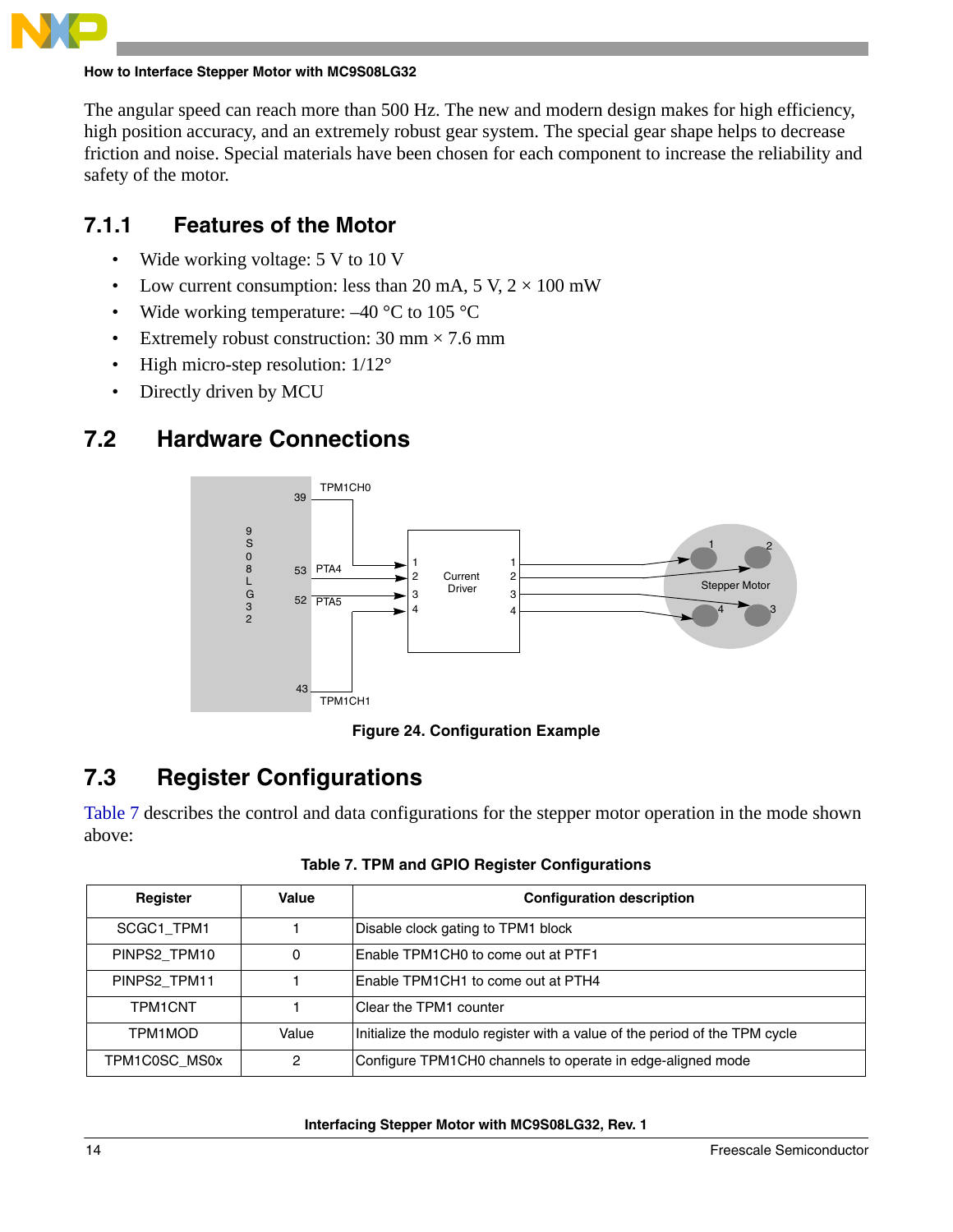The angular speed can reach more than 500 Hz. The new and modern design makes for high efficiency, high position accuracy, and an extremely robust gear system. The special gear shape helps to decrease friction and noise. Special materials have been chosen for each component to increase the reliability and safety of the motor.

### 7.1.1 Features of the Motor

- Wide working voltage: 5 V to 10 V
- Low current consumption: less than 20 mA, 5 V, 2 × 100 mW
- Wide working temperature: –40 °C to 105 °C
- Extremely robust construction: 30 mm × 7.6 mm
- High micro-step resolution: 1/12°
- Directly driven by MCU

## 7.2 Hardware Connections

Figure 24. Configuration Example

## 7.3 Register Configurations

Table 7 describes the control and data configurations for the stepper motor operation in the mode shown above:

Table 7. TPM and GPIO Register Configurations

| Register | Value | Configuration description |
|---|---|---|
| SCGC1_TPM1 | 1 | Disable clock gating to TPM1 block |
| PINPS2_TPM10 | 0 | Enable TPM1CH0 to come out at PTF1 |
| PINPS2_TPM11 | 1 | Enable TPM1CH1 to come out at PTH4 |
| TPM1CNT | 1 | Clear the TPM1 counter |
| TPM1MOD | Value | Initialize the modulo register with a value of the period of the TPM cycle |
| TPM1C0SC_MS0x | 2 | Configure TPM1CH0 channels to operate in edge-aligned mode |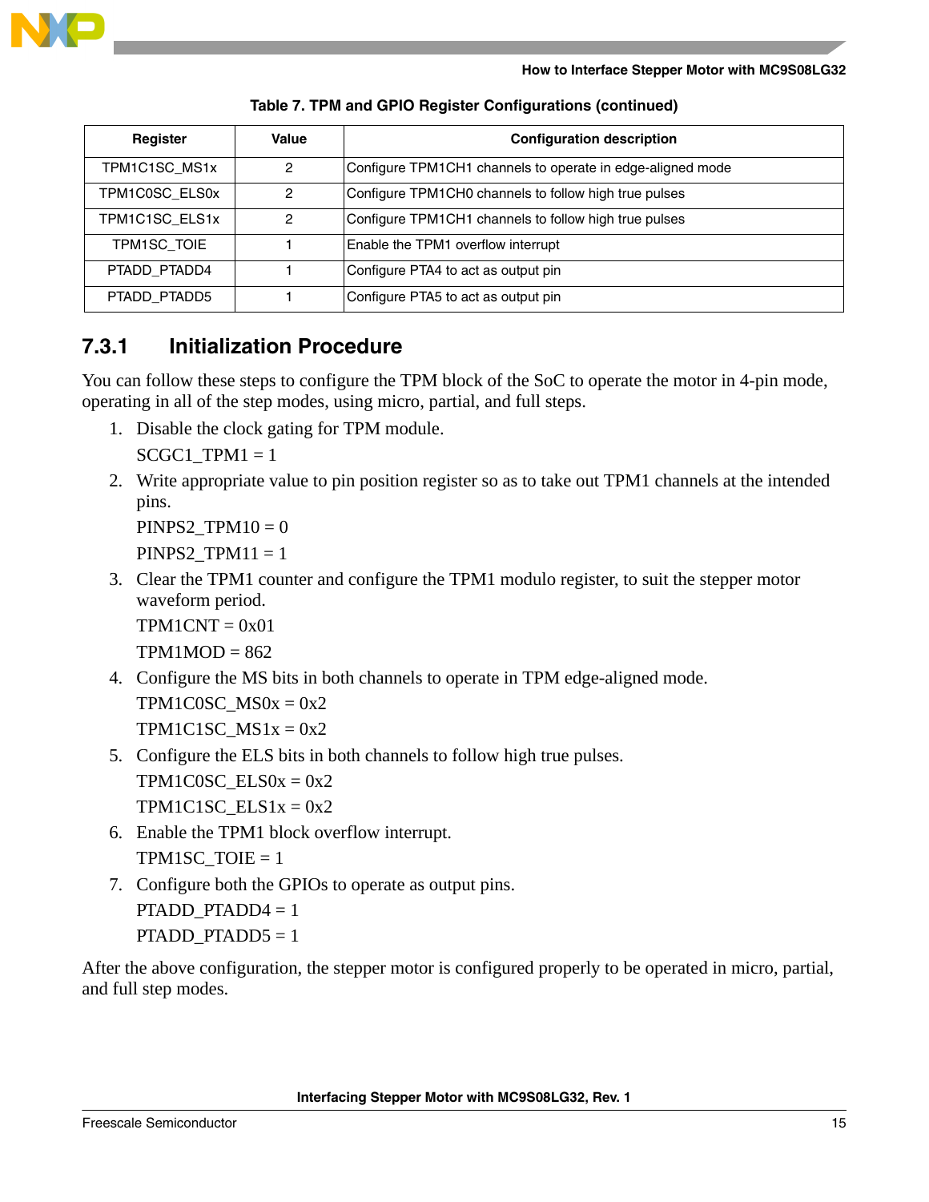Table 7. TPM and GPIO Register Configurations (continued)

| Register | Value | Configuration description |
|---|---|---|
| TPM1C1SC_MS1x | 2 | Configure TPM1CH1 channels to operate in edge-aligned mode |
| TPM1C0SC_ELS0x | 2 | Configure TPM1CH0 channels to follow high true pulses |
| TPM1C1SC_ELS1x | 2 | Configure TPM1CH1 channels to follow high true pulses |
| TPM1SC_TOIE | 1 | Enable the TPM1 overflow interrupt |
| PTADD_PTADD4 | 1 | Configure PTA4 to act as output pin |
| PTADD_PTADD5 | 1 | Configure PTA5 to act as output pin |

### 7.3.1 Initialization Procedure

You can follow these steps to configure the TPM block of the SoC to operate the motor in 4-pin mode, operating in all of the step modes, using micro, partial, and full steps.

1. Disable the clock gating for TPM module.

   SCGC1_TPM1 = 1

2. Write appropriate value to pin position register so as to take out TPM1 channels at the intended pins.

   PINPS2_TPM10 = 0

   PINPS2_TPM11 = 1

3. Clear the TPM1 counter and configure the TPM1 modulo register, to suit the stepper motor waveform period.

   TPM1CNT = 0x01

   TPM1MOD = 862

4. Configure the MS bits in both channels to operate in TPM edge-aligned mode.

   TPM1C0SC_MS0x = 0x2

   TPM1C1SC_MS1x = 0x2

5. Configure the ELS bits in both channels to follow high true pulses.

   TPM1C0SC_ELS0x = 0x2

   TPM1C1SC_ELS1x = 0x2

6. Enable the TPM1 block overflow interrupt.

   TPM1SC_TOIE = 1

7. Configure both the GPIOs to operate as output pins.

   PTADD_PTADD4 = 1

   PTADD_PTADD5 = 1

After the above configuration, the stepper motor is configured properly to be operated in micro, partial, and full step modes.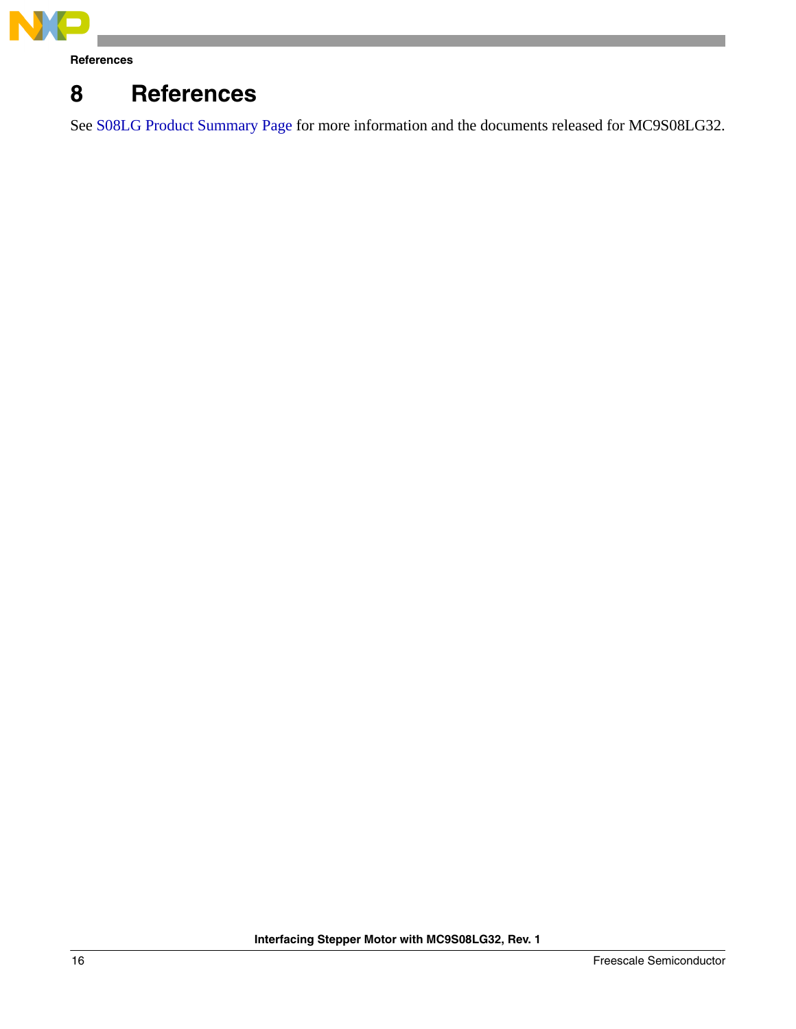# 8 References

See S08LG Product Summary Page for more information and the documents released for MC9S08LG32.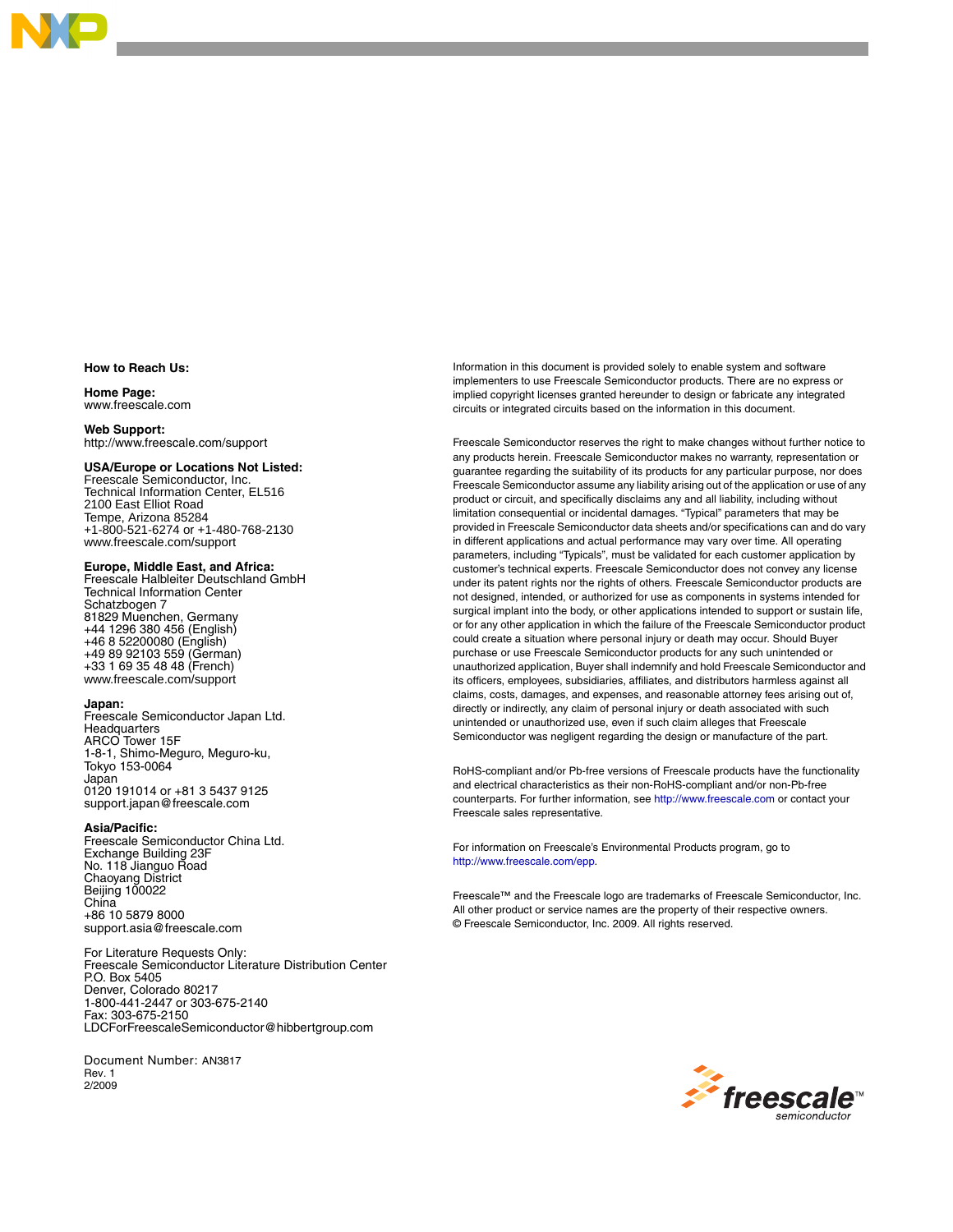**How to Reach Us:**

**Home Page:**
www.freescale.com

**Web Support:**
http://www.freescale.com/support

**USA/Europe or Locations Not Listed:**
Freescale Semiconductor, Inc.
Technical Information Center, EL516
2100 East Elliot Road
Tempe, Arizona 85284
+1-800-521-6274 or +1-480-768-2130
www.freescale.com/support

**Europe, Middle East, and Africa:**
Freescale Halbleiter Deutschland GmbH
Technical Information Center
Schatzbogen 7
81829 Muenchen, Germany
+44 1296 380 456 (English)
+46 8 52200080 (English)
+49 89 92103 559 (German)
+33 1 69 35 48 48 (French)
www.freescale.com/support

**Japan:**
Freescale Semiconductor Japan Ltd.
Headquarters
ARCO Tower 15F
1-8-1, Shimo-Meguro, Meguro-ku,
Tokyo 153-0064
Japan
0120 191014 or +81 3 5437 9125
support.japan@freescale.com

**Asia/Pacific:**
Freescale Semiconductor China Ltd.
Exchange Building 23F
No. 118 Jianguo Road
Chaoyang District
Beijing 100022
China
+86 10 5879 8000
support.asia@freescale.com

For Literature Requests Only:
Freescale Semiconductor Literature Distribution Center
P.O. Box 5405
Denver, Colorado 80217
1-800-441-2447 or 303-675-2140
Fax: 303-675-2150
LDCForFreescaleSemiconductor@hibbertgroup.com

Document Number: AN3817
Rev. 1
2/2009

Information in this document is provided solely to enable system and software implementers to use Freescale Semiconductor products. There are no express or implied copyright licenses granted hereunder to design or fabricate any integrated circuits or integrated circuits based on the information in this document.

Freescale Semiconductor reserves the right to make changes without further notice to any products herein. Freescale Semiconductor makes no warranty, representation or guarantee regarding the suitability of its products for any particular purpose, nor does Freescale Semiconductor assume any liability arising out of the application or use of any product or circuit, and specifically disclaims any and all liability, including without limitation consequential or incidental damages. "Typical" parameters that may be provided in Freescale Semiconductor data sheets and/or specifications can and do vary in different applications and actual performance may vary over time. All operating parameters, including "Typicals", must be validated for each customer application by customer's technical experts. Freescale Semiconductor does not convey any license under its patent rights nor the rights of others. Freescale Semiconductor products are not designed, intended, or authorized for use as components in systems intended for surgical implant into the body, or other applications intended to support or sustain life, or for any other application in which the failure of the Freescale Semiconductor product could create a situation where personal injury or death may occur. Should Buyer purchase or use Freescale Semiconductor products for any such unintended or unauthorized application, Buyer shall indemnify and hold Freescale Semiconductor and its officers, employees, subsidiaries, affiliates, and distributors harmless against all claims, costs, damages, and expenses, and reasonable attorney fees arising out of, directly or indirectly, any claim of personal injury or death associated with such unintended or unauthorized use, even if such claim alleges that Freescale Semiconductor was negligent regarding the design or manufacture of the part.

RoHS-compliant and/or Pb-free versions of Freescale products have the functionality and electrical characteristics as their non-RoHS-compliant and/or non-Pb-free counterparts. For further information, see http://www.freescale.com or contact your Freescale sales representative.

For information on Freescale's Environmental Products program, go to http://www.freescale.com/epp.

Freescale™ and the Freescale logo are trademarks of Freescale Semiconductor, Inc. All other product or service names are the property of their respective owners.
© Freescale Semiconductor, Inc. 2009. All rights reserved.